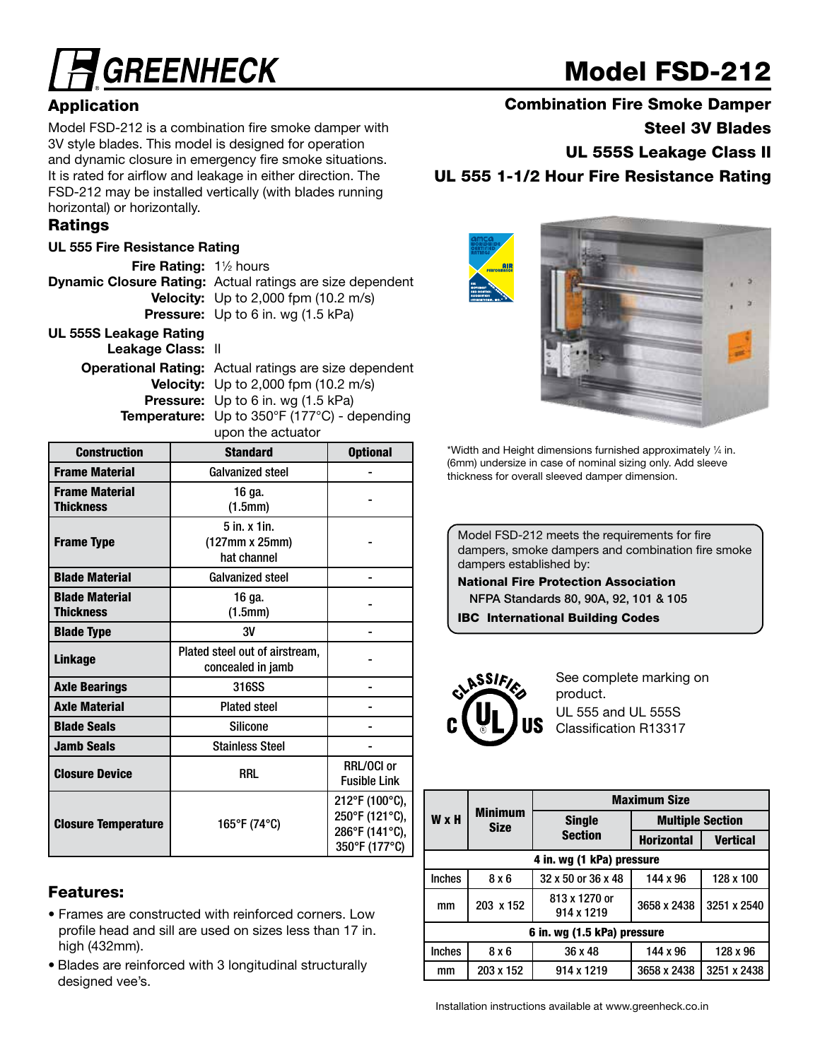# GREENHECK

# Model FSD-212

## Combination Fire Smoke Damper

**Steel 3V Blades**

**UL 555S Leakage Class II**

**UL 555 1-1/2 Hour Fire Resistance Rating**

## Application

Model FSD-212 is a combination fire smoke damper with 3V style blades. This model is designed for operation and dynamic closure in emergency fire smoke situations. It is rated for airflow and leakage in either direction. The FSD-212 may be installed vertically (with blades running horizontal) or horizontally.

## Ratings

### UL 555 Fire Resistance Rating

**Fire Rating:** 1½ hours

**Dynamic Closure Rating:** Actual ratings are size dependent

**Velocity:** Up to 2,000 fpm (10.2 m/s)

**Pressure:** Up to 6 in. wg (1.5 kPa)

### UL 555S Leakage Rating

**Leakage Class:** II

**Operational Rating:** Actual ratings are size dependent

**Velocity:** Up to 2,000 fpm (10.2 m/s)

**Pressure:** Up to 6 in. wg (1.5 kPa)

**Temperature:** Up to 350°F (177°C) - depending upon the actuator

| Construction | Standard | Optional |
|---|---|---|
| Frame Material | Galvanized steel | - |
| Frame Material Thickness | 16 ga. (1.5mm) | - |
| Frame Type | 5 in. x 1in. (127mm x 25mm) hat channel | - |
| Blade Material | Galvanized steel | - |
| Blade Material Thickness | 16 ga. (1.5mm) | - |
| Blade Type | 3V | - |
| Linkage | Plated steel out of airstream, concealed in jamb | - |
| Axle Bearings | 316SS | - |
| Axle Material | Plated steel | - |
| Blade Seals | Silicone | - |
| Jamb Seals | Stainless Steel | - |
| Closure Device | RRL | RRL/OCI or Fusible Link |
| Closure Temperature | 165°F (74°C) | 212°F (100°C), 250°F (121°C), 286°F (141°C), 350°F (177°C) |

## Features:

- Frames are constructed with reinforced corners. Low profile head and sill are used on sizes less than 17 in. high (432mm).
- Blades are reinforced with 3 longitudinal structurally designed vee's.

*Width and Height dimensions furnished approximately ¼ in. (6mm) undersize in case of nominal sizing only. Add sleeve thickness for overall sleeved damper dimension.

Model FSD-212 meets the requirements for fire dampers, smoke dampers and combination fire smoke dampers established by:

**National Fire Protection Association**

NFPA Standards 80, 90A, 92, 101 & 105

**IBC International Building Codes**

See complete marking on product.
UL 555 and UL 555S Classification R13317

| W x H | Minimum Size | Maximum Size | | |
|---|---|---|---|---|
| | | Single Section | Multiple Section | |
| | | | Horizontal | Vertical |
| **4 in. wg (1 kPa) pressure** | | | | |
| Inches | 8 x 6 | 32 x 50 or 36 x 48 | 144 x 96 | 128 x 100 |
| mm | 203 x 152 | 813 x 1270 or 914 x 1219 | 3658 x 2438 | 3251 x 2540 |
| **6 in. wg (1.5 kPa) pressure** | | | | |
| Inches | 8 x 6 | 36 x 48 | 144 x 96 | 128 x 96 |
| mm | 203 x 152 | 914 x 1219 | 3658 x 2438 | 3251 x 2438 |

Installation instructions available at www.greenheck.co.in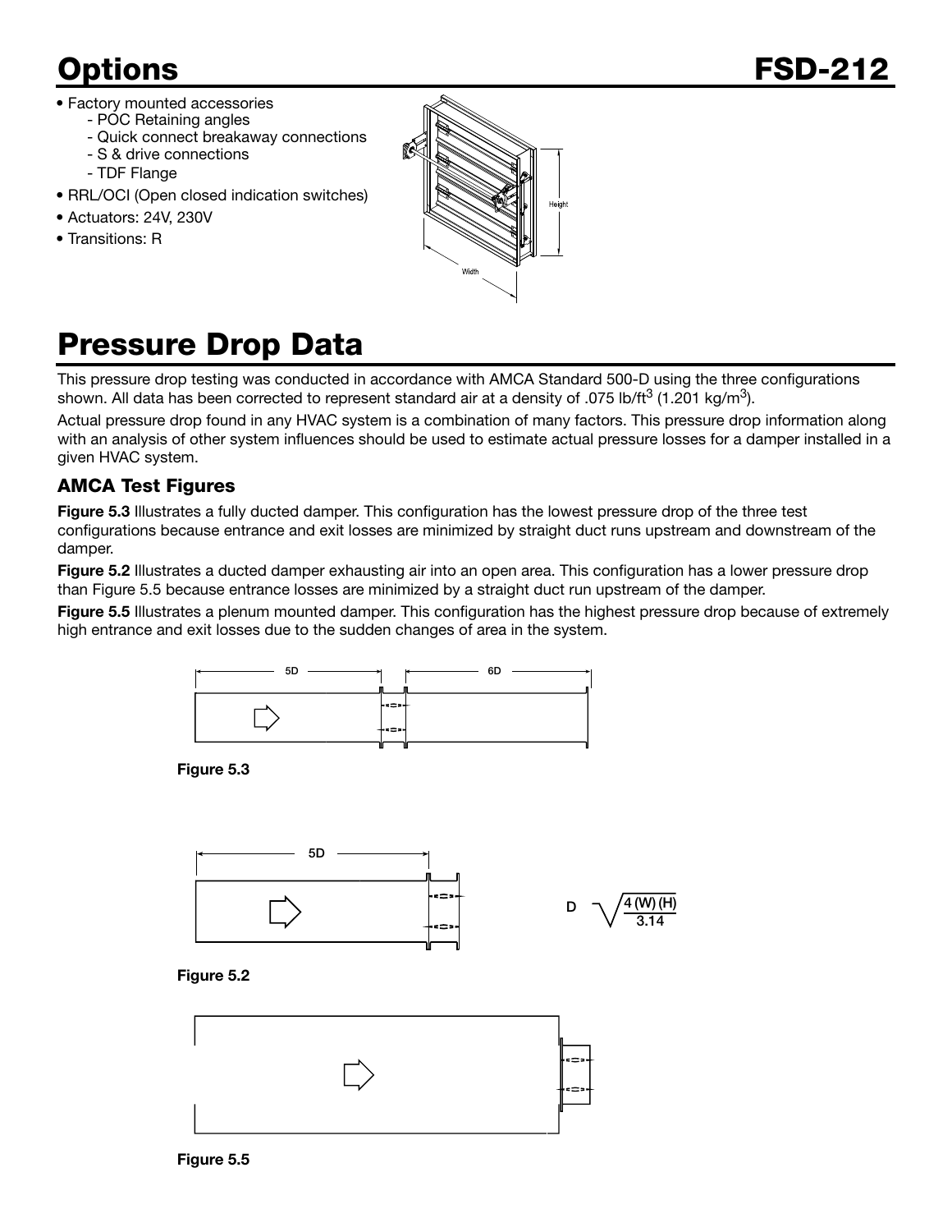# Options

- Factory mounted accessories
  - POC Retaining angles
  - Quick connect breakaway connections
  - S & drive connections
  - TDF Flange
- RRL/OCI (Open closed indication switches)
- Actuators: 24V, 230V
- Transitions: R

# Pressure Drop Data

This pressure drop testing was conducted in accordance with AMCA Standard 500-D using the three configurations shown. All data has been corrected to represent standard air at a density of .075 lb/ft$^3$ (1.201 kg/m$^3$).

Actual pressure drop found in any HVAC system is a combination of many factors. This pressure drop information along with an analysis of other system influences should be used to estimate actual pressure losses for a damper installed in a given HVAC system.

### AMCA Test Figures

**Figure 5.3** Illustrates a fully ducted damper. This configuration has the lowest pressure drop of the three test configurations because entrance and exit losses are minimized by straight duct runs upstream and downstream of the damper.

**Figure 5.2** Illustrates a ducted damper exhausting air into an open area. This configuration has a lower pressure drop than Figure 5.5 because entrance losses are minimized by a straight duct run upstream of the damper.

**Figure 5.5** Illustrates a plenum mounted damper. This configuration has the highest pressure drop because of extremely high entrance and exit losses due to the sudden changes of area in the system.

**Figure 5.3**

**Figure 5.2**

$$D = \sqrt{\frac{4\,(W)\,(H)}{3.14}}$$

**Figure 5.5**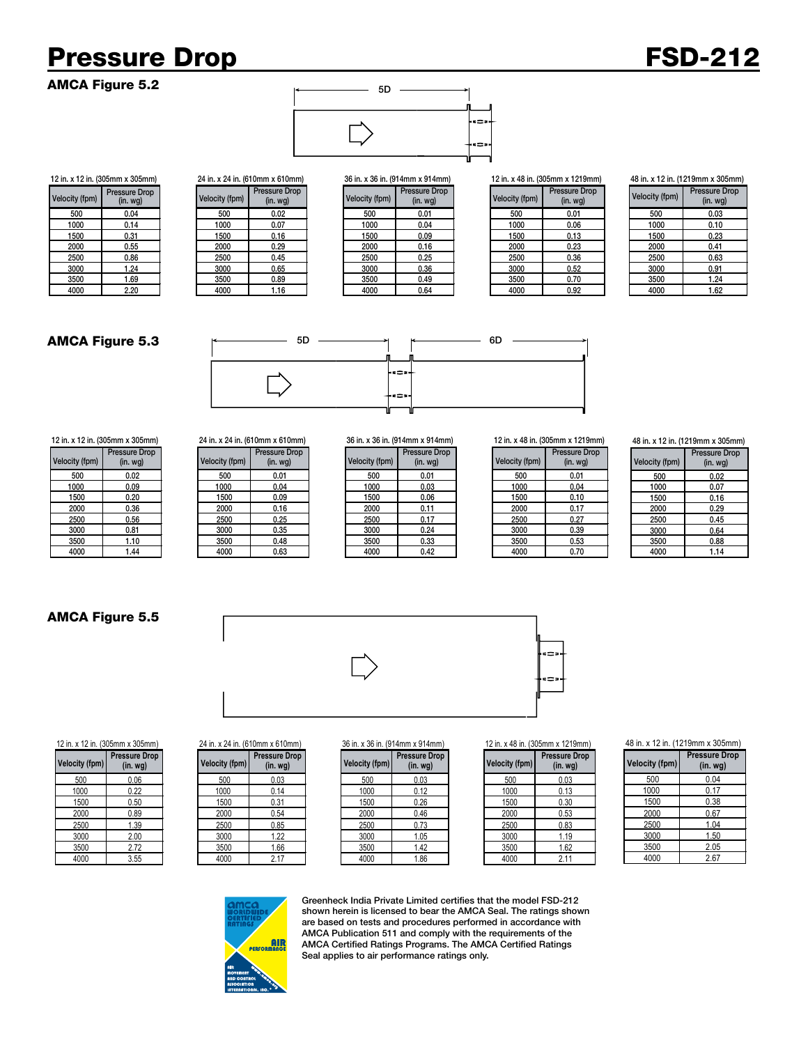# Pressure Drop

## FSD-212

### AMCA Figure 5.2

5D

12 in. x 12 in. (305mm x 305mm)

| Velocity (fpm) | Pressure Drop (in. wg) |
|---|---|
| 500 | 0.04 |
| 1000 | 0.14 |
| 1500 | 0.31 |
| 2000 | 0.55 |
| 2500 | 0.86 |
| 3000 | 1.24 |
| 3500 | 1.69 |
| 4000 | 2.20 |

24 in. x 24 in. (610mm x 610mm)

| Velocity (fpm) | Pressure Drop (in. wg) |
|---|---|
| 500 | 0.02 |
| 1000 | 0.07 |
| 1500 | 0.16 |
| 2000 | 0.29 |
| 2500 | 0.45 |
| 3000 | 0.65 |
| 3500 | 0.89 |
| 4000 | 1.16 |

36 in. x 36 in. (914mm x 914mm)

| Velocity (fpm) | Pressure Drop (in. wg) |
|---|---|
| 500 | 0.01 |
| 1000 | 0.04 |
| 1500 | 0.09 |
| 2000 | 0.16 |
| 2500 | 0.25 |
| 3000 | 0.36 |
| 3500 | 0.49 |
| 4000 | 0.64 |

12 in. x 48 in. (305mm x 1219mm)

| Velocity (fpm) | Pressure Drop (in. wg) |
|---|---|
| 500 | 0.01 |
| 1000 | 0.06 |
| 1500 | 0.13 |
| 2000 | 0.23 |
| 2500 | 0.36 |
| 3000 | 0.52 |
| 3500 | 0.70 |
| 4000 | 0.92 |

48 in. x 12 in. (1219mm x 305mm)

| Velocity (fpm) | Pressure Drop (in. wg) |
|---|---|
| 500 | 0.03 |
| 1000 | 0.10 |
| 1500 | 0.23 |
| 2000 | 0.41 |
| 2500 | 0.63 |
| 3000 | 0.91 |
| 3500 | 1.24 |
| 4000 | 1.62 |

### AMCA Figure 5.3

5D 6D

12 in. x 12 in. (305mm x 305mm)

| Velocity (fpm) | Pressure Drop (in. wg) |
|---|---|
| 500 | 0.02 |
| 1000 | 0.09 |
| 1500 | 0.20 |
| 2000 | 0.36 |
| 2500 | 0.56 |
| 3000 | 0.81 |
| 3500 | 1.10 |
| 4000 | 1.44 |

24 in. x 24 in. (610mm x 610mm)

| Velocity (fpm) | Pressure Drop (in. wg) |
|---|---|
| 500 | 0.01 |
| 1000 | 0.04 |
| 1500 | 0.09 |
| 2000 | 0.16 |
| 2500 | 0.25 |
| 3000 | 0.35 |
| 3500 | 0.48 |
| 4000 | 0.63 |

36 in. x 36 in. (914mm x 914mm)

| Velocity (fpm) | Pressure Drop (in. wg) |
|---|---|
| 500 | 0.01 |
| 1000 | 0.03 |
| 1500 | 0.06 |
| 2000 | 0.11 |
| 2500 | 0.17 |
| 3000 | 0.24 |
| 3500 | 0.33 |
| 4000 | 0.42 |

12 in. x 48 in. (305mm x 1219mm)

| Velocity (fpm) | Pressure Drop (in. wg) |
|---|---|
| 500 | 0.01 |
| 1000 | 0.04 |
| 1500 | 0.10 |
| 2000 | 0.17 |
| 2500 | 0.27 |
| 3000 | 0.39 |
| 3500 | 0.53 |
| 4000 | 0.70 |

48 in. x 12 in. (1219mm x 305mm)

| Velocity (fpm) | Pressure Drop (in. wg) |
|---|---|
| 500 | 0.02 |
| 1000 | 0.07 |
| 1500 | 0.16 |
| 2000 | 0.29 |
| 2500 | 0.45 |
| 3000 | 0.64 |
| 3500 | 0.88 |
| 4000 | 1.14 |

### AMCA Figure 5.5

12 in. x 12 in. (305mm x 305mm)

| Velocity (fpm) | Pressure Drop (in. wg) |
|---|---|
| 500 | 0.06 |
| 1000 | 0.22 |
| 1500 | 0.50 |
| 2000 | 0.89 |
| 2500 | 1.39 |
| 3000 | 2.00 |
| 3500 | 2.72 |
| 4000 | 3.55 |

24 in. x 24 in. (610mm x 610mm)

| Velocity (fpm) | Pressure Drop (in. wg) |
|---|---|
| 500 | 0.03 |
| 1000 | 0.14 |
| 1500 | 0.31 |
| 2000 | 0.54 |
| 2500 | 0.85 |
| 3000 | 1.22 |
| 3500 | 1.66 |
| 4000 | 2.17 |

36 in. x 36 in. (914mm x 914mm)

| Velocity (fpm) | Pressure Drop (in. wg) |
|---|---|
| 500 | 0.03 |
| 1000 | 0.12 |
| 1500 | 0.26 |
| 2000 | 0.46 |
| 2500 | 0.73 |
| 3000 | 1.05 |
| 3500 | 1.42 |
| 4000 | 1.86 |

12 in. x 48 in. (305mm x 1219mm)

| Velocity (fpm) | Pressure Drop (in. wg) |
|---|---|
| 500 | 0.03 |
| 1000 | 0.13 |
| 1500 | 0.30 |
| 2000 | 0.53 |
| 2500 | 0.83 |
| 3000 | 1.19 |
| 3500 | 1.62 |
| 4000 | 2.11 |

48 in. x 12 in. (1219mm x 305mm)

| Velocity (fpm) | Pressure Drop (in. wg) |
|---|---|
| 500 | 0.04 |
| 1000 | 0.17 |
| 1500 | 0.38 |
| 2000 | 0.67 |
| 2500 | 1.04 |
| 3000 | 1.50 |
| 3500 | 2.05 |
| 4000 | 2.67 |

Greenheck India Private Limited certifies that the model FSD-212 shown herein is licensed to bear the AMCA Seal. The ratings shown are based on tests and procedures performed in accordance with AMCA Publication 511 and comply with the requirements of the AMCA Certified Ratings Programs. The AMCA Certified Ratings Seal applies to air performance ratings only.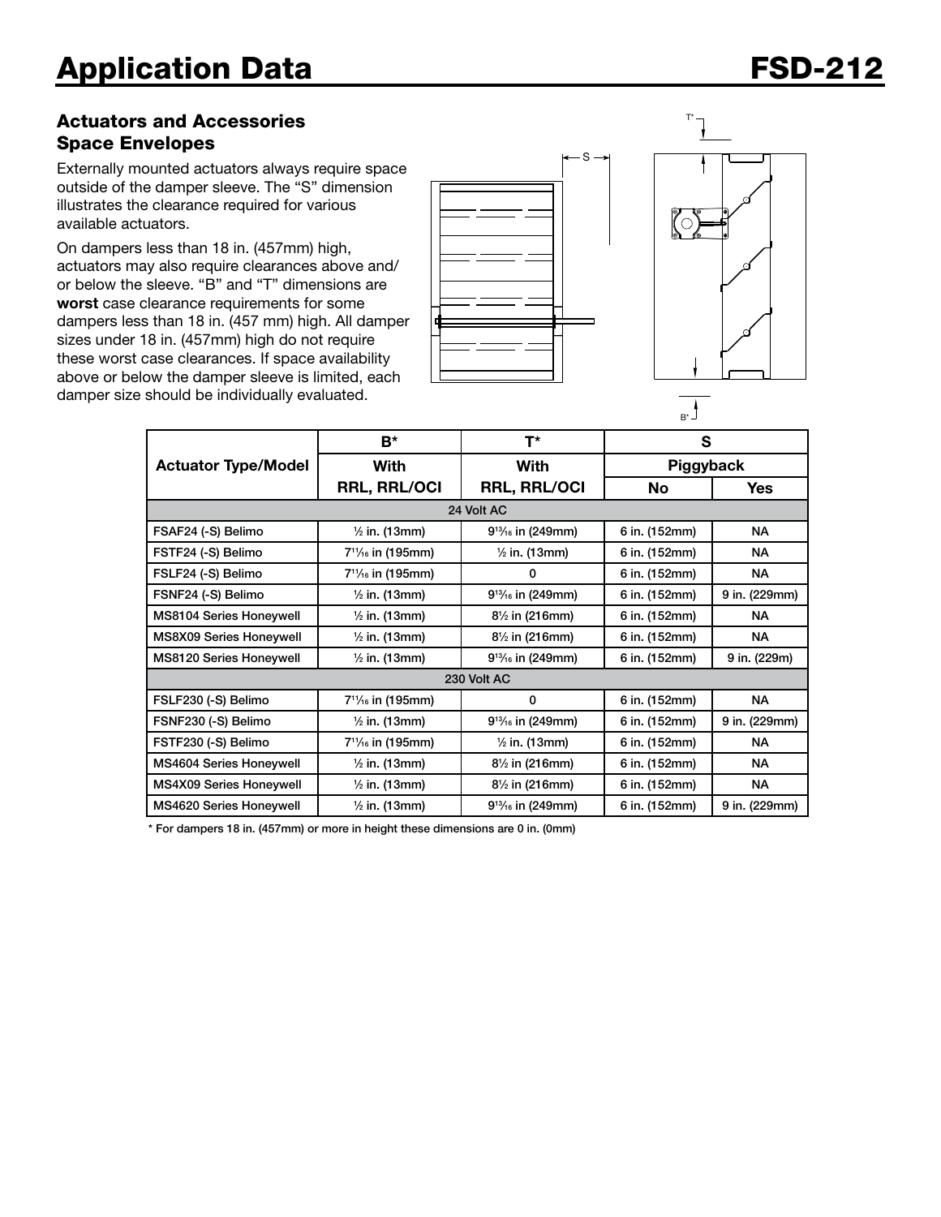# Application Data

## FSD-212

### Actuators and Accessories Space Envelopes

Externally mounted actuators always require space outside of the damper sleeve. The "S" dimension illustrates the clearance required for various available actuators.

On dampers less than 18 in. (457mm) high, actuators may also require clearances above and/ or below the sleeve. "B" and "T" dimensions are **worst** case clearance requirements for some dampers less than 18 in. (457 mm) high. All damper sizes under 18 in. (457mm) high do not require these worst case clearances. If space availability above or below the damper sleeve is limited, each damper size should be individually evaluated.

| Actuator Type/Model | B* | T* | S | |
|---|---|---|---|---|
| | With RRL, RRL/OCI | With RRL, RRL/OCI | Piggyback | |
| | | | No | Yes |
| **24 Volt AC** | | | | |
| FSAF24 (-S) Belimo | ½ in. (13mm) | 9¹³⁄₁₆ in (249mm) | 6 in. (152mm) | NA |
| FSTF24 (-S) Belimo | 7¹¹⁄₁₆ in (195mm) | ½ in. (13mm) | 6 in. (152mm) | NA |
| FSLF24 (-S) Belimo | 7¹¹⁄₁₆ in (195mm) | 0 | 6 in. (152mm) | NA |
| FSNF24 (-S) Belimo | ½ in. (13mm) | 9¹³⁄₁₆ in (249mm) | 6 in. (152mm) | 9 in. (229mm) |
| MS8104 Series Honeywell | ½ in. (13mm) | 8½ in (216mm) | 6 in. (152mm) | NA |
| MS8X09 Series Honeywell | ½ in. (13mm) | 8½ in (216mm) | 6 in. (152mm) | NA |
| MS8120 Series Honeywell | ½ in. (13mm) | 9¹³⁄₁₆ in (249mm) | 6 in. (152mm) | 9 in. (229m) |
| **230 Volt AC** | | | | |
| FSLF230 (-S) Belimo | 7¹¹⁄₁₆ in (195mm) | 0 | 6 in. (152mm) | NA |
| FSNF230 (-S) Belimo | ½ in. (13mm) | 9¹³⁄₁₆ in (249mm) | 6 in. (152mm) | 9 in. (229mm) |
| FSTF230 (-S) Belimo | 7¹¹⁄₁₆ in (195mm) | ½ in. (13mm) | 6 in. (152mm) | NA |
| MS4604 Series Honeywell | ½ in. (13mm) | 8½ in (216mm) | 6 in. (152mm) | NA |
| MS4X09 Series Honeywell | ½ in. (13mm) | 8½ in (216mm) | 6 in. (152mm) | NA |
| MS4620 Series Honeywell | ½ in. (13mm) | 9¹³⁄₁₆ in (249mm) | 6 in. (152mm) | 9 in. (229mm) |

* For dampers 18 in. (457mm) or more in height these dimensions are 0 in. (0mm)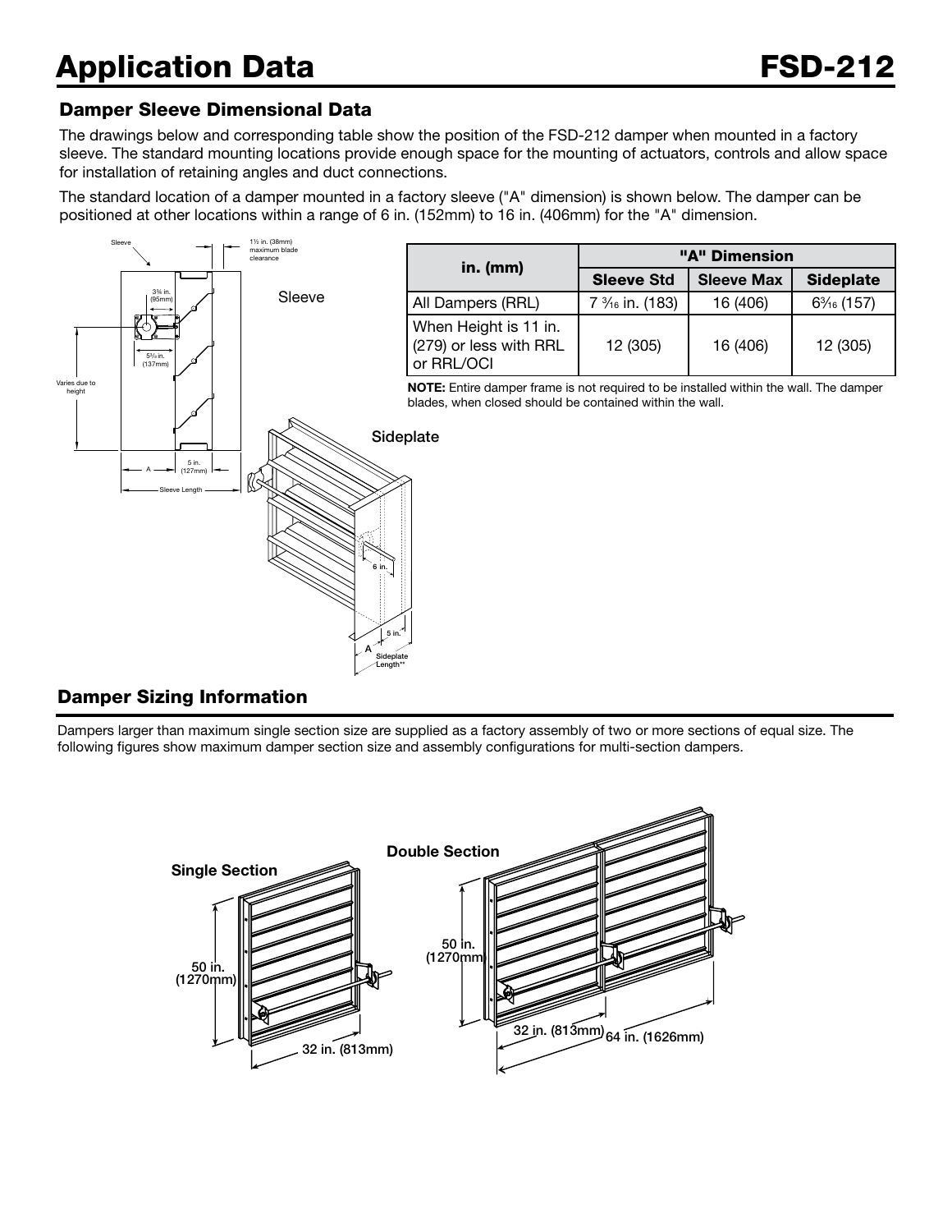# Application Data

## FSD-212

### Damper Sleeve Dimensional Data

The drawings below and corresponding table show the position of the FSD-212 damper when mounted in a factory sleeve. The standard mounting locations provide enough space for the mounting of actuators, controls and allow space for installation of retaining angles and duct connections.

The standard location of a damper mounted in a factory sleeve ("A" dimension) is shown below. The damper can be positioned at other locations within a range of 6 in. (152mm) to 16 in. (406mm) for the "A" dimension.

| in. (mm) | "A" Dimension | | |
|---|---|---|---|
| | **Sleeve Std** | **Sleeve Max** | **Sideplate** |
| All Dampers (RRL) | 7 3⁄16 in. (183) | 16 (406) | 63⁄16 (157) |
| When Height is 11 in. (279) or less with RRL or RRL/OCI | 12 (305) | 16 (406) | 12 (305) |

**NOTE:** Entire damper frame is not required to be installed within the wall. The damper blades, when closed should be contained within the wall.

### Damper Sizing Information

Dampers larger than maximum single section size are supplied as a factory assembly of two or more sections of equal size. The following figures show maximum damper section size and assembly configurations for multi-section dampers.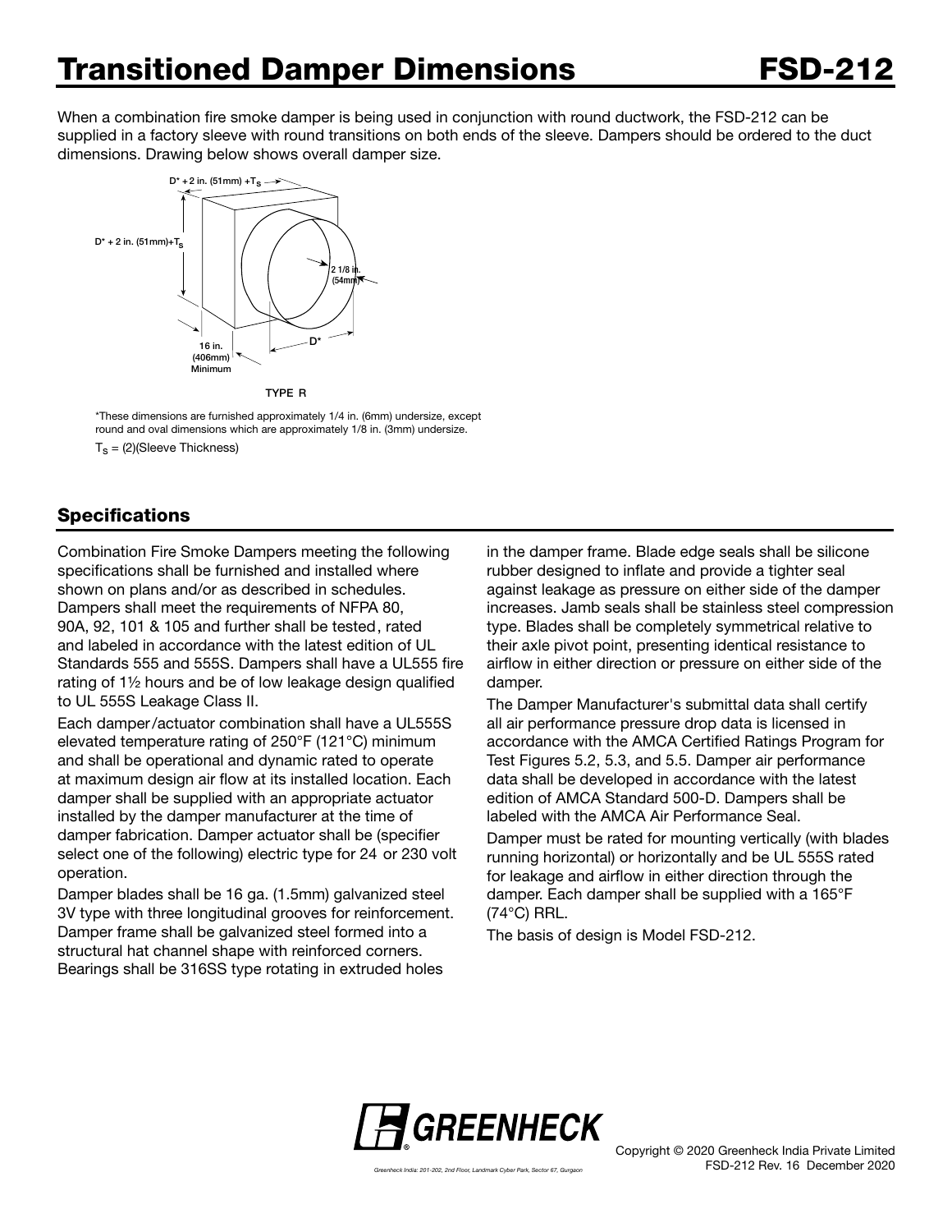# Transitioned Damper Dimensions FSD-212

When a combination fire smoke damper is being used in conjunction with round ductwork, the FSD-212 can be supplied in a factory sleeve with round transitions on both ends of the sleeve. Dampers should be ordered to the duct dimensions. Drawing below shows overall damper size.

D* + 2 in. (51mm) + $T_S$

D* + 2 in. (51mm)+$T_S$

2 1/8 in. (54mm)

16 in. (406mm) Minimum

D*

TYPE R

*These dimensions are furnished approximately 1/4 in. (6mm) undersize, except round and oval dimensions which are approximately 1/8 in. (3mm) undersize.

$T_S$ = (2)(Sleeve Thickness)

## Specifications

Combination Fire Smoke Dampers meeting the following specifications shall be furnished and installed where shown on plans and/or as described in schedules. Dampers shall meet the requirements of NFPA 80, 90A, 92, 101 & 105 and further shall be tested, rated and labeled in accordance with the latest edition of UL Standards 555 and 555S. Dampers shall have a UL555 fire rating of 1½ hours and be of low leakage design qualified to UL 555S Leakage Class II.

Each damper/actuator combination shall have a UL555S elevated temperature rating of 250°F (121°C) minimum and shall be operational and dynamic rated to operate at maximum design air flow at its installed location. Each damper shall be supplied with an appropriate actuator installed by the damper manufacturer at the time of damper fabrication. Damper actuator shall be (specifier select one of the following) electric type for 24 or 230 volt operation.

Damper blades shall be 16 ga. (1.5mm) galvanized steel 3V type with three longitudinal grooves for reinforcement. Damper frame shall be galvanized steel formed into a structural hat channel shape with reinforced corners. Bearings shall be 316SS type rotating in extruded holes in the damper frame. Blade edge seals shall be silicone rubber designed to inflate and provide a tighter seal against leakage as pressure on either side of the damper increases. Jamb seals shall be stainless steel compression type. Blades shall be completely symmetrical relative to their axle pivot point, presenting identical resistance to airflow in either direction or pressure on either side of the damper.

The Damper Manufacturer's submittal data shall certify all air performance pressure drop data is licensed in accordance with the AMCA Certified Ratings Program for Test Figures 5.2, 5.3, and 5.5. Damper air performance data shall be developed in accordance with the latest edition of AMCA Standard 500-D. Dampers shall be labeled with the AMCA Air Performance Seal.

Damper must be rated for mounting vertically (with blades running horizontal) or horizontally and be UL 555S rated for leakage and airflow in either direction through the damper. Each damper shall be supplied with a 165°F (74°C) RRL.

The basis of design is Model FSD-212.

GREENHECK

Greenheck India: 201-202, 2nd Floor, Landmark Cyber Park, Sector 67, Gurgaon

Copyright © 2020 Greenheck India Private Limited
FSD-212 Rev. 16 December 2020